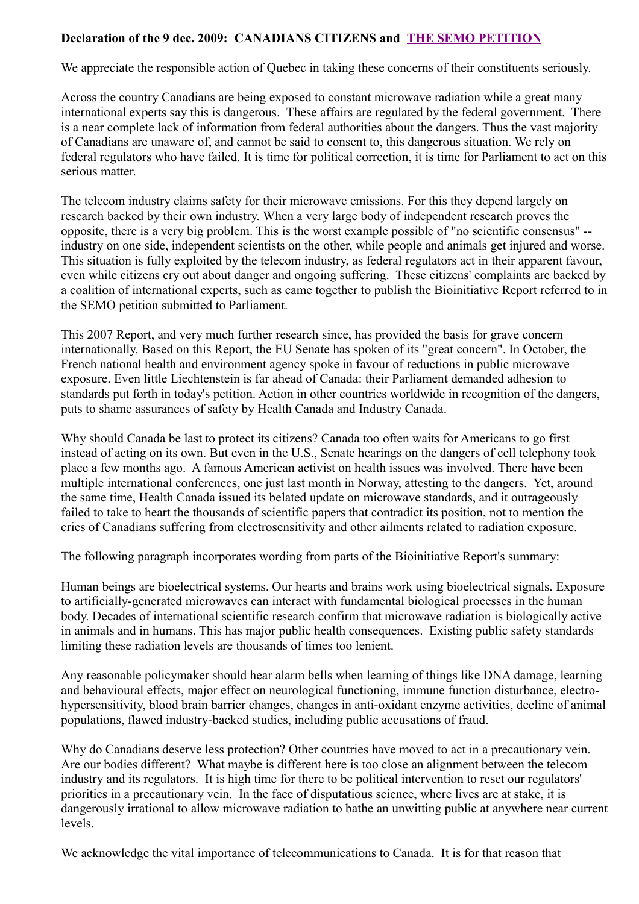**Declaration of the 9 dec. 2009: CANADIANS CITIZENS and THE SEMO PETITION**

We appreciate the responsible action of Quebec in taking these concerns of their constituents seriously.

Across the country Canadians are being exposed to constant microwave radiation while a great many international experts say this is dangerous. These affairs are regulated by the federal government. There is a near complete lack of information from federal authorities about the dangers. Thus the vast majority of Canadians are unaware of, and cannot be said to consent to, this dangerous situation. We rely on federal regulators who have failed. It is time for political correction, it is time for Parliament to act on this serious matter.

The telecom industry claims safety for their microwave emissions. For this they depend largely on research backed by their own industry. When a very large body of independent research proves the opposite, there is a very big problem. This is the worst example possible of "no scientific consensus" -- industry on one side, independent scientists on the other, while people and animals get injured and worse. This situation is fully exploited by the telecom industry, as federal regulators act in their apparent favour, even while citizens cry out about danger and ongoing suffering. These citizens' complaints are backed by a coalition of international experts, such as came together to publish the Bioinitiative Report referred to in the SEMO petition submitted to Parliament.

This 2007 Report, and very much further research since, has provided the basis for grave concern internationally. Based on this Report, the EU Senate has spoken of its "great concern". In October, the French national health and environment agency spoke in favour of reductions in public microwave exposure. Even little Liechtenstein is far ahead of Canada: their Parliament demanded adhesion to standards put forth in today's petition. Action in other countries worldwide in recognition of the dangers, puts to shame assurances of safety by Health Canada and Industry Canada.

Why should Canada be last to protect its citizens? Canada too often waits for Americans to go first instead of acting on its own. But even in the U.S., Senate hearings on the dangers of cell telephony took place a few months ago. A famous American activist on health issues was involved. There have been multiple international conferences, one just last month in Norway, attesting to the dangers. Yet, around the same time, Health Canada issued its belated update on microwave standards, and it outrageously failed to take to heart the thousands of scientific papers that contradict its position, not to mention the cries of Canadians suffering from electrosensitivity and other ailments related to radiation exposure.

The following paragraph incorporates wording from parts of the Bioinitiative Report's summary:

Human beings are bioelectrical systems. Our hearts and brains work using bioelectrical signals. Exposure to artificially-generated microwaves can interact with fundamental biological processes in the human body. Decades of international scientific research confirm that microwave radiation is biologically active in animals and in humans. This has major public health consequences. Existing public safety standards limiting these radiation levels are thousands of times too lenient.

Any reasonable policymaker should hear alarm bells when learning of things like DNA damage, learning and behavioural effects, major effect on neurological functioning, immune function disturbance, electro-hypersensitivity, blood brain barrier changes, changes in anti-oxidant enzyme activities, decline of animal populations, flawed industry-backed studies, including public accusations of fraud.

Why do Canadians deserve less protection? Other countries have moved to act in a precautionary vein. Are our bodies different? What maybe is different here is too close an alignment between the telecom industry and its regulators. It is high time for there to be political intervention to reset our regulators' priorities in a precautionary vein. In the face of disputatious science, where lives are at stake, it is dangerously irrational to allow microwave radiation to bathe an unwitting public at anywhere near current levels.

We acknowledge the vital importance of telecommunications to Canada. It is for that reason that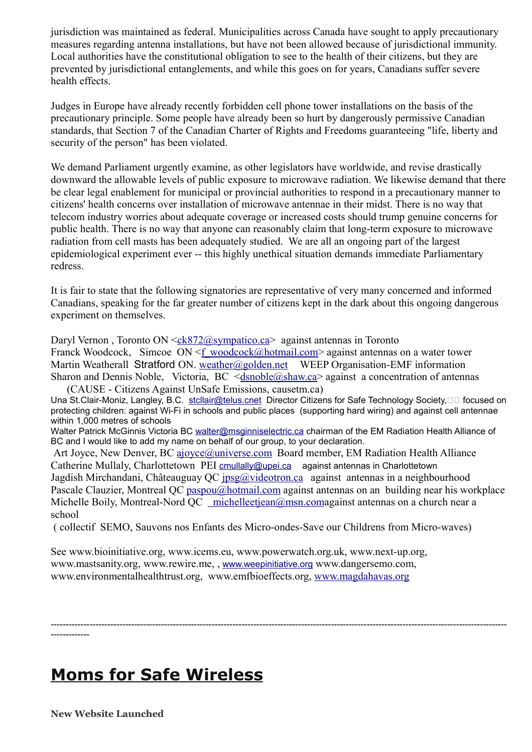jurisdiction was maintained as federal. Municipalities across Canada have sought to apply precautionary measures regarding antenna installations, but have not been allowed because of jurisdictional immunity. Local authorities have the constitutional obligation to see to the health of their citizens, but they are prevented by jurisdictional entanglements, and while this goes on for years, Canadians suffer severe health effects.

Judges in Europe have already recently forbidden cell phone tower installations on the basis of the precautionary principle. Some people have already been so hurt by dangerously permissive Canadian standards, that Section 7 of the Canadian Charter of Rights and Freedoms guaranteeing "life, liberty and security of the person" has been violated.

We demand Parliament urgently examine, as other legislators have worldwide, and revise drastically downward the allowable levels of public exposure to microwave radiation. We likewise demand that there be clear legal enablement for municipal or provincial authorities to respond in a precautionary manner to citizens' health concerns over installation of microwave antennae in their midst. There is no way that telecom industry worries about adequate coverage or increased costs should trump genuine concerns for public health. There is no way that anyone can reasonably claim that long-term exposure to microwave radiation from cell masts has been adequately studied. We are all an ongoing part of the largest epidemiological experiment ever -- this highly unethical situation demands immediate Parliamentary redress.

It is fair to state that the following signatories are representative of very many concerned and informed Canadians, speaking for the far greater number of citizens kept in the dark about this ongoing dangerous experiment on themselves.

Daryl Vernon , Toronto ON <ck872@sympatico.ca> against antennas in Toronto
Franck Woodcock, Simcoe ON <f_woodcock@hotmail.com> against antennas on a water tower
Martin Weatherall Stratford ON. weather@golden.net WEEP Organisation-EMF information
Sharon and Dennis Noble, Victoria, BC <dsnoble@shaw.ca> against a concentration of antennas (CAUSE - Citizens Against UnSafe Emissions, causetm.ca)
Una St.Clair-Moniz, Langley, B.C. stcllair@telus.cnet Director Citizens for Safe Technology Society, focused on protecting children: against Wi-Fi in schools and public places (supporting hard wiring) and against cell antennae within 1,000 metres of schools
Walter Patrick McGinnis Victoria BC walter@msginniselectric.ca chairman of the EM Radiation Health Alliance of BC and I would like to add my name on behalf of our group, to your declaration.
Art Joyce, New Denver, BC ajoyce@universe.com Board member, EM Radiation Health Alliance
Catherine Mullaly, Charlottetown PEI cmullally@upei.ca against antennas in Charlottetown
Jagdish Mirchandani, Châteauguay QC jpsg@videotron.ca against antennas in a neighbourhood
Pascale Clauzier, Montreal QC paspou@hotmail.com against antennas on an building near his workplace
Michelle Boily, Montreal-Nord QC michelleetjean@msn.comagainst antennas on a church near a school
( collectif SEMO, Sauvons nos Enfants des Micro-ondes-Save our Childrens from Micro-waves)

See www.bioinitiative.org, www.icems.eu, www.powerwatch.org.uk, www.next-up.org, www.mastsanity.org, www.rewire.me, , www.weepinitiative.org www.dangersemo.com, www.environmentalhealthtrust.org, www.emfbioeffects.org, www.magdahavas.org

---

## Moms for Safe Wireless

**New Website Launched**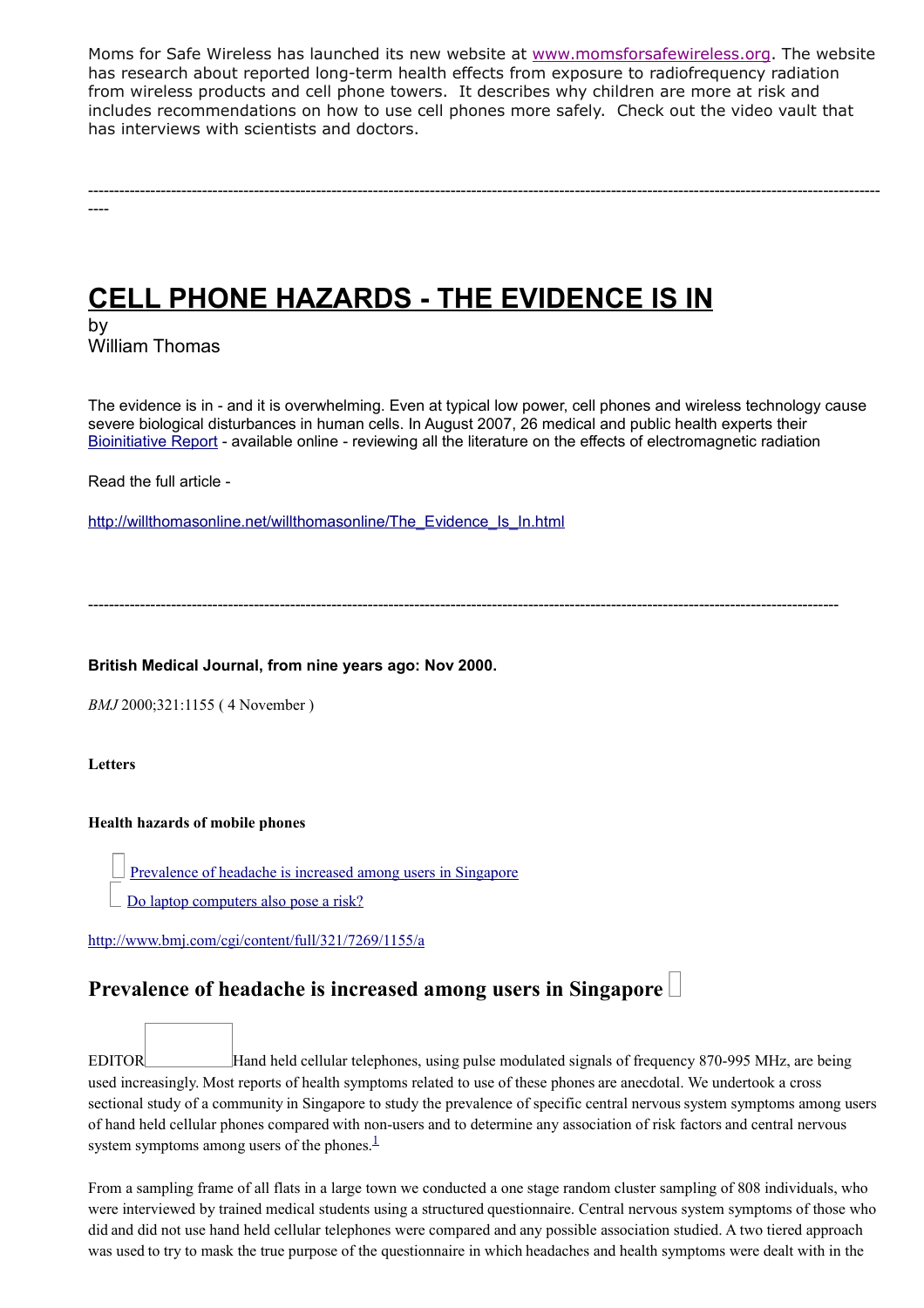Moms for Safe Wireless has launched its new website at www.momsforsafewireless.org. The website has research about reported long-term health effects from exposure to radiofrequency radiation from wireless products and cell phone towers. It describes why children are more at risk and includes recommendations on how to use cell phones more safely. Check out the video vault that has interviews with scientists and doctors.

---

# CELL PHONE HAZARDS - THE EVIDENCE IS IN

by
William Thomas

The evidence is in - and it is overwhelming. Even at typical low power, cell phones and wireless technology cause severe biological disturbances in human cells. In August 2007, 26 medical and public health experts their Bioinitiative Report - available online - reviewing all the literature on the effects of electromagnetic radiation

Read the full article -

http://willthomasonline.net/willthomasonline/The_Evidence_Is_In.html

---

**British Medical Journal, from nine years ago: Nov 2000.**

*BMJ* 2000;321:1155 ( 4 November )

**Letters**

**Health hazards of mobile phones**

- Prevalence of headache is increased among users in Singapore
- Do laptop computers also pose a risk?

http://www.bmj.com/cgi/content/full/321/7269/1155/a

## Prevalence of headache is increased among users in Singapore

EDITOR Hand held cellular telephones, using pulse modulated signals of frequency 870-995 MHz, are being used increasingly. Most reports of health symptoms related to use of these phones are anecdotal. We undertook a cross sectional study of a community in Singapore to study the prevalence of specific central nervous system symptoms among users of hand held cellular phones compared with non-users and to determine any association of risk factors and central nervous system symptoms among users of the phones.[1]

From a sampling frame of all flats in a large town we conducted a one stage random cluster sampling of 808 individuals, who were interviewed by trained medical students using a structured questionnaire. Central nervous system symptoms of those who did and did not use hand held cellular telephones were compared and any possible association studied. A two tiered approach was used to try to mask the true purpose of the questionnaire in which headaches and health symptoms were dealt with in the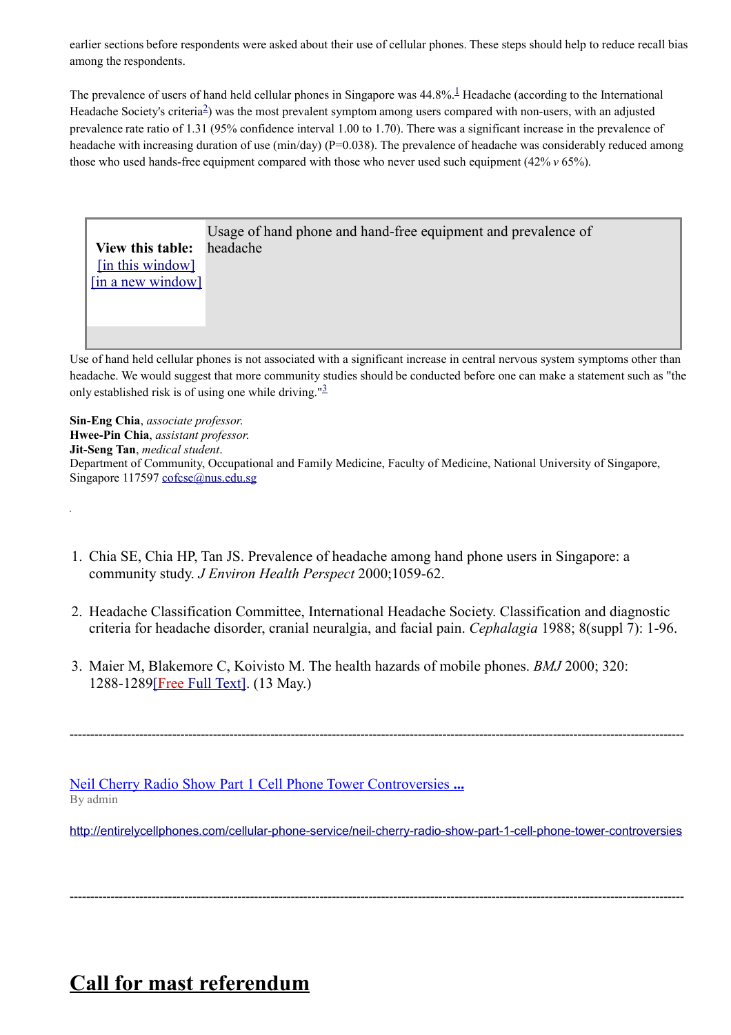earlier sections before respondents were asked about their use of cellular phones. These steps should help to reduce recall bias among the respondents.

The prevalence of users of hand held cellular phones in Singapore was 44.8%.[1] Headache (according to the International Headache Society's criteria[2]) was the most prevalent symptom among users compared with non-users, with an adjusted prevalence rate ratio of 1.31 (95% confidence interval 1.00 to 1.70). There was a significant increase in the prevalence of headache with increasing duration of use (min/day) (P=0.038). The prevalence of headache was considerably reduced among those who used hands-free equipment compared with those who never used such equipment (42% *v* 65%).

| **View this table:** [in this window] [in a new window] | Usage of hand phone and hand-free equipment and prevalence of headache |
|---|---|

Use of hand held cellular phones is not associated with a significant increase in central nervous system symptoms other than headache. We would suggest that more community studies should be conducted before one can make a statement such as "the only established risk is of using one while driving."[3]

**Sin-Eng Chia**, *associate professor.*
**Hwee-Pin Chia**, *assistant professor.*
**Jit-Seng Tan**, *medical student.*
Department of Community, Occupational and Family Medicine, Faculty of Medicine, National University of Singapore, Singapore 117597 cofcse@nus.edu.sg

1. Chia SE, Chia HP, Tan JS. Prevalence of headache among hand phone users in Singapore: a community study. *J Environ Health Perspect* 2000;1059-62.
2. Headache Classification Committee, International Headache Society. Classification and diagnostic criteria for headache disorder, cranial neuralgia, and facial pain. *Cephalagia* 1988; 8(suppl 7): 1-96.
3. Maier M, Blakemore C, Koivisto M. The health hazards of mobile phones. *BMJ* 2000; 320: 1288-1289[Free Full Text]. (13 May.)

---

Neil Cherry Radio Show Part 1 Cell Phone Tower Controversies ...
By admin

http://entirelycellphones.com/cellular-phone-service/neil-cherry-radio-show-part-1-cell-phone-tower-controversies

---

# Call for mast referendum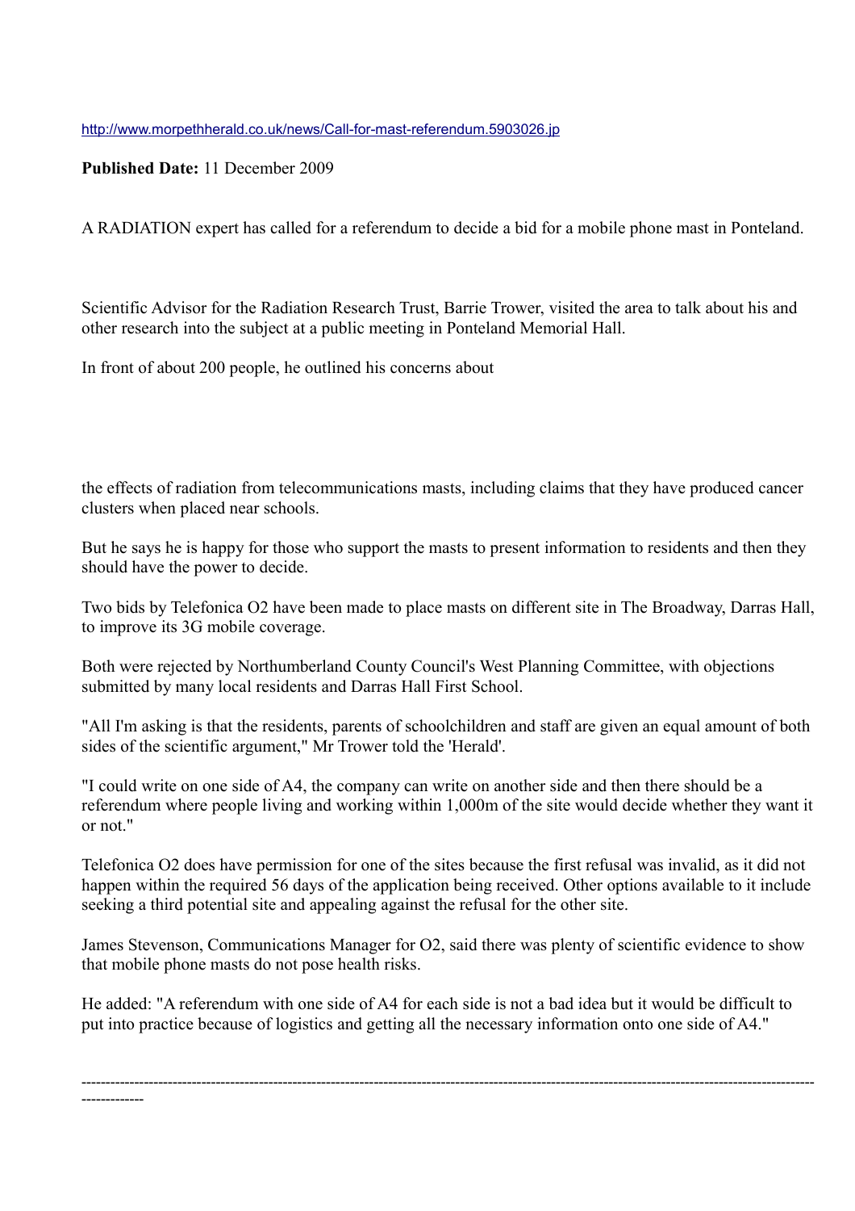http://www.morpethherald.co.uk/news/Call-for-mast-referendum.5903026.jp

**Published Date:** 11 December 2009

A RADIATION expert has called for a referendum to decide a bid for a mobile phone mast in Ponteland.

Scientific Advisor for the Radiation Research Trust, Barrie Trower, visited the area to talk about his and other research into the subject at a public meeting in Ponteland Memorial Hall.

In front of about 200 people, he outlined his concerns about

the effects of radiation from telecommunications masts, including claims that they have produced cancer clusters when placed near schools.

But he says he is happy for those who support the masts to present information to residents and then they should have the power to decide.

Two bids by Telefonica O2 have been made to place masts on different site in The Broadway, Darras Hall, to improve its 3G mobile coverage.

Both were rejected by Northumberland County Council's West Planning Committee, with objections submitted by many local residents and Darras Hall First School.

"All I'm asking is that the residents, parents of schoolchildren and staff are given an equal amount of both sides of the scientific argument," Mr Trower told the 'Herald'.

"I could write on one side of A4, the company can write on another side and then there should be a referendum where people living and working within 1,000m of the site would decide whether they want it or not."

Telefonica O2 does have permission for one of the sites because the first refusal was invalid, as it did not happen within the required 56 days of the application being received. Other options available to it include seeking a third potential site and appealing against the refusal for the other site.

James Stevenson, Communications Manager for O2, said there was plenty of scientific evidence to show that mobile phone masts do not pose health risks.

He added: "A referendum with one side of A4 for each side is not a bad idea but it would be difficult to put into practice because of logistics and getting all the necessary information onto one side of A4."

---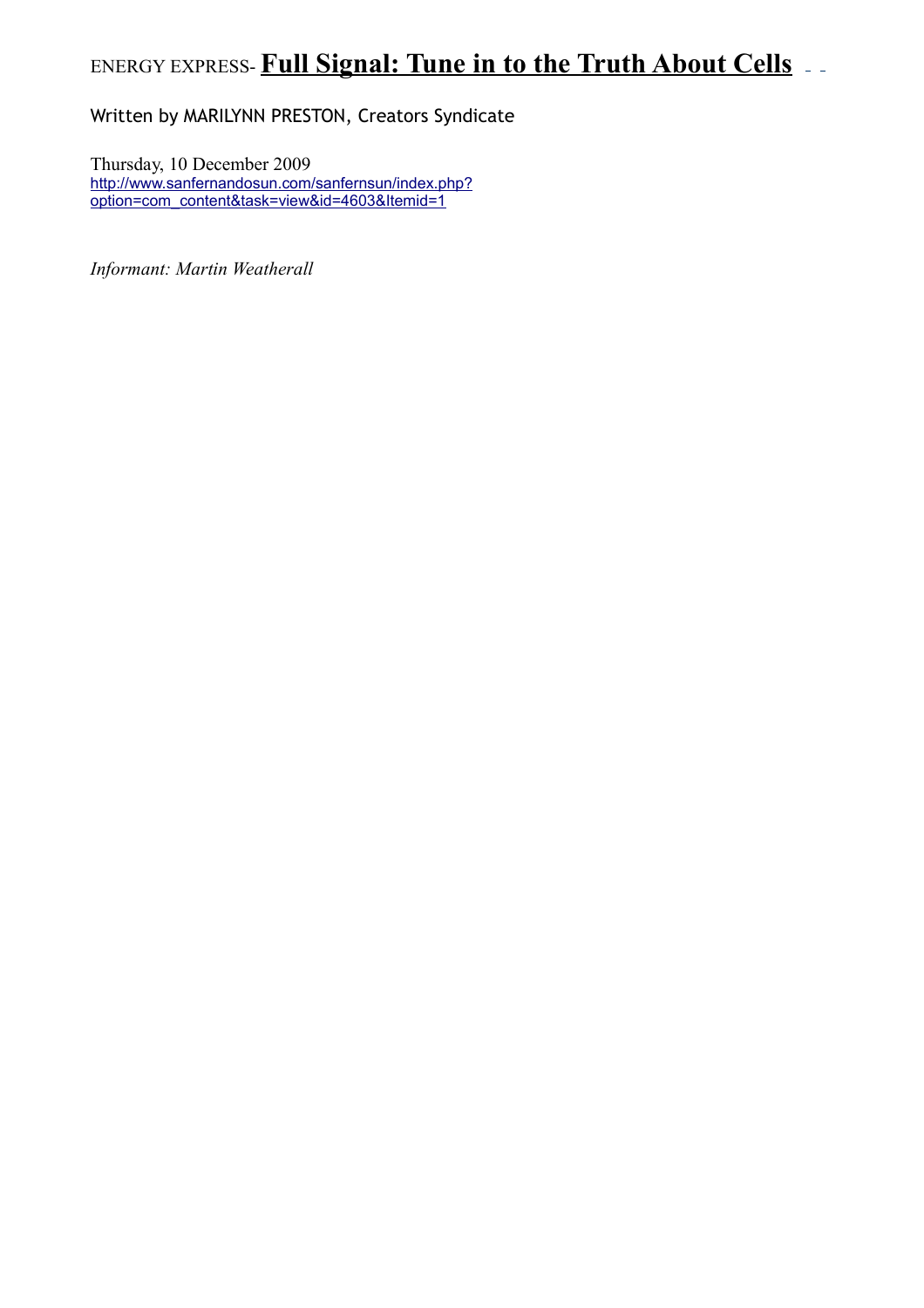# ENERGY EXPRESS- **Full Signal: Tune in to the Truth About Cells**

Written by MARILYNN PRESTON, Creators Syndicate

Thursday, 10 December 2009
http://www.sanfernandosun.com/sanfernsun/index.php?option=com_content&task=view&id=4603&Itemid=1

*Informant: Martin Weatherall*